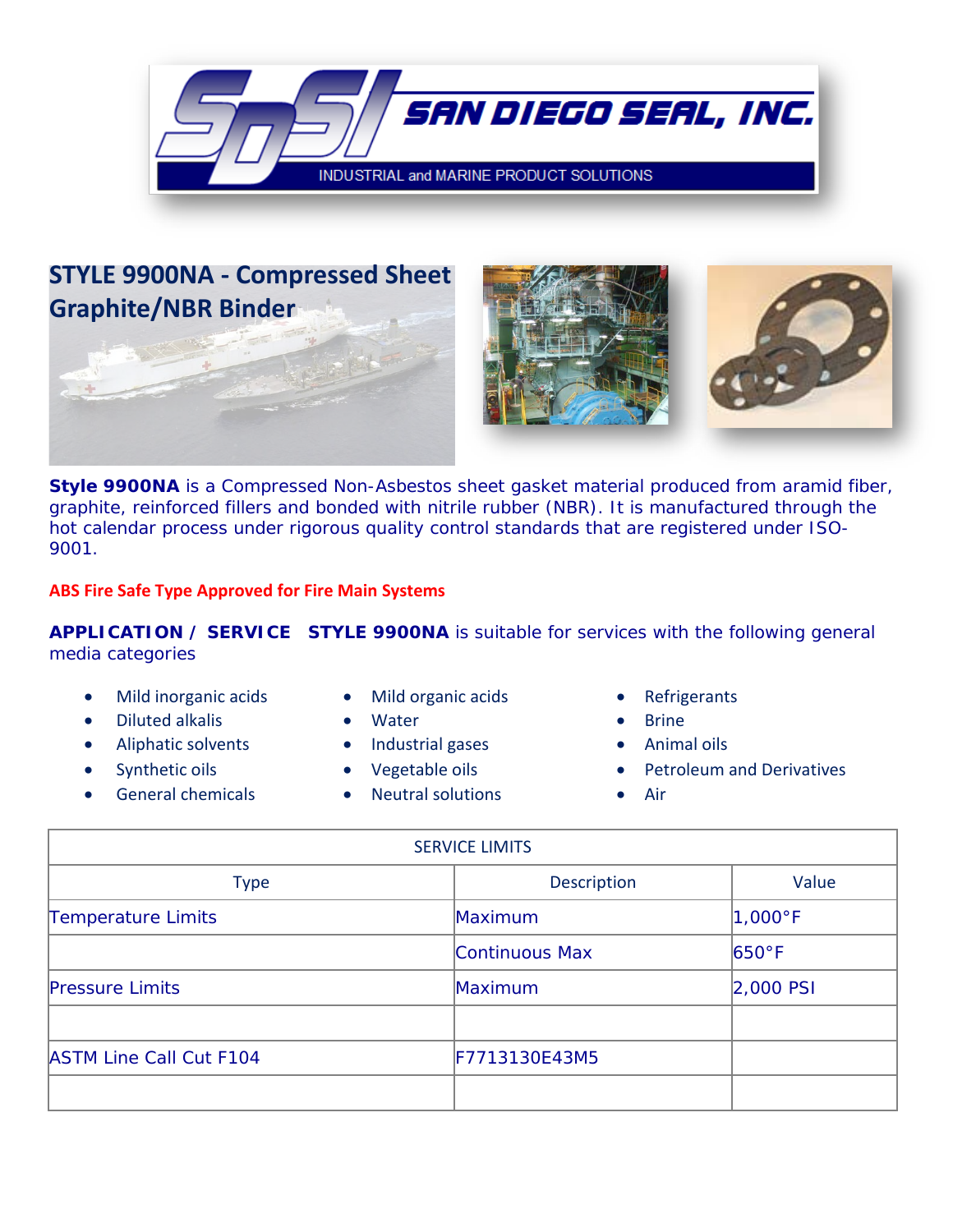SAN DIEGO SEAL, INC.

INDUSTRIAL and MARINE PRODUCT SOLUTIONS

# STYLE 9900NA - Compressed Sheet Graphite/NBR Binder

**Style 9900NA** is a Compressed Non-Asbestos sheet gasket material produced from aramid fiber, graphite, reinforced fillers and bonded with nitrile rubber (NBR). It is manufactured through the hot calendar process under rigorous quality control standards that are registered under ISO-9001.

**ABS Fire Safe Type Approved for Fire Main Systems**

**APPLICATION / SERVICE** **STYLE 9900NA** is suitable for services with the following general media categories

- Mild inorganic acids
- Diluted alkalis
- Aliphatic solvents
- Synthetic oils
- General chemicals
- Mild organic acids
- Water
- Industrial gases
- Vegetable oils
- Neutral solutions
- Refrigerants
- Brine
- Animal oils
- Petroleum and Derivatives
- Air

| SERVICE LIMITS | | |
|---|---|---|
| Type | Description | Value |
| Temperature Limits | Maximum | 1,000°F |
| | Continuous Max | 650°F |
| Pressure Limits | Maximum | 2,000 PSI |
| | | |
| ASTM Line Call Cut F104 | F7713130E43M5 | |
| | | |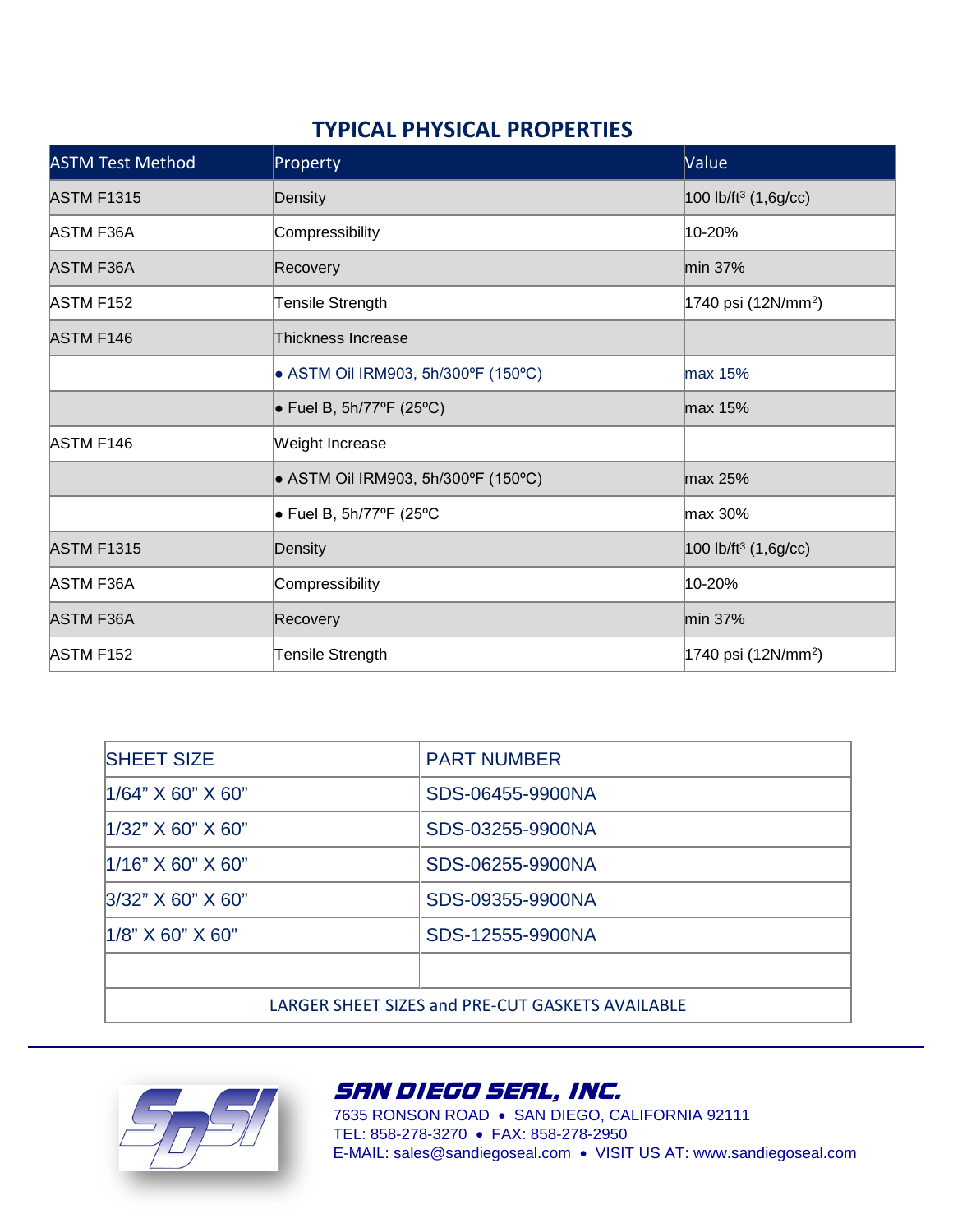## TYPICAL PHYSICAL PROPERTIES

| ASTM Test Method | Property | Value |
|---|---|---|
| ASTM F1315 | Density | 100 lb/ft$^3$ (1,6g/cc) |
| ASTM F36A | Compressibility | 10-20% |
| ASTM F36A | Recovery | min 37% |
| ASTM F152 | Tensile Strength | 1740 psi (12N/mm$^2$) |
| ASTM F146 | Thickness Increase | |
| | • ASTM Oil IRM903, 5h/300ºF (150ºC) | max 15% |
| | • Fuel B, 5h/77ºF (25ºC) | max 15% |
| ASTM F146 | Weight Increase | |
| | • ASTM Oil IRM903, 5h/300ºF (150ºC) | max 25% |
| | • Fuel B, 5h/77ºF (25ºC | max 30% |
| ASTM F1315 | Density | 100 lb/ft$^3$ (1,6g/cc) |
| ASTM F36A | Compressibility | 10-20% |
| ASTM F36A | Recovery | min 37% |
| ASTM F152 | Tensile Strength | 1740 psi (12N/mm$^2$) |

| SHEET SIZE | PART NUMBER |
|---|---|
| 1/64" X 60" X 60" | SDS-06455-9900NA |
| 1/32" X 60" X 60" | SDS-03255-9900NA |
| 1/16" X 60" X 60" | SDS-06255-9900NA |
| 3/32" X 60" X 60" | SDS-09355-9900NA |
| 1/8" X 60" X 60" | SDS-12555-9900NA |
| | |
| LARGER SHEET SIZES and PRE-CUT GASKETS AVAILABLE | |

**SAN DIEGO SEAL, INC.**
7635 RONSON ROAD • SAN DIEGO, CALIFORNIA 92111
TEL: 858-278-3270 • FAX: 858-278-2950
E-MAIL: sales@sandiegoseal.com • VISIT US AT: www.sandiegoseal.com